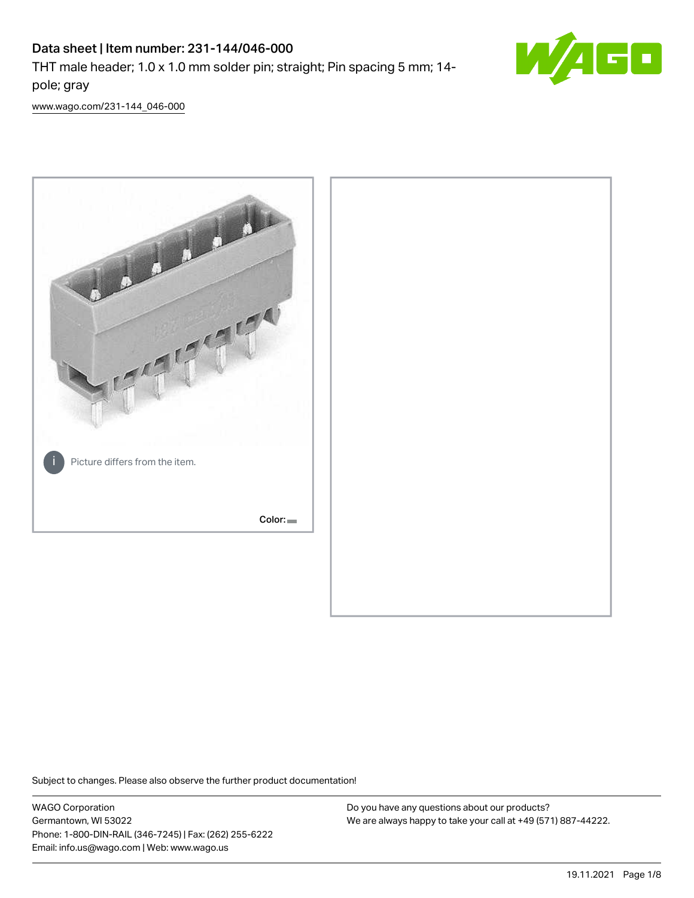# Data sheet | Item number: 231-144/046-000

THT male header; 1.0 x 1.0 mm solder pin; straight; Pin spacing 5 mm; 14-pole; gray

www.wago.com/231-144_046-000

Picture differs from the item.

Color:

Subject to changes. Please also observe the further product documentation!

WAGO Corporation
Germantown, WI 53022
Phone: 1-800-DIN-RAIL (346-7245) | Fax: (262) 255-6222
Email: info.us@wago.com | Web: www.wago.us

Do you have any questions about our products?
We are always happy to take your call at +49 (571) 887-44222.

19.11.2021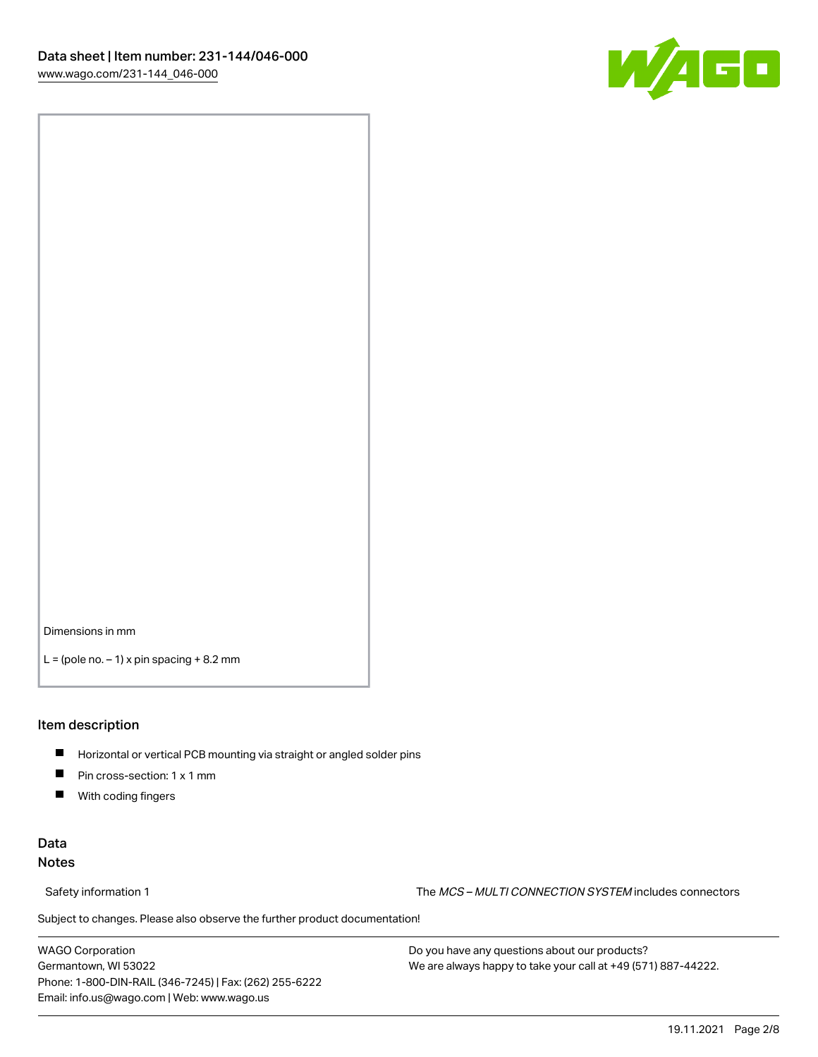Dimensions in mm

L = (pole no. – 1) x pin spacing + 8.2 mm

## Item description

- Horizontal or vertical PCB mounting via straight or angled solder pins
- Pin cross-section: 1 x 1 mm
- With coding fingers

## Data

### Notes

| Safety information 1 | The *MCS – MULTI CONNECTION SYSTEM* includes connectors |
|---|---|

Subject to changes. Please also observe the further product documentation!

WAGO Corporation
Germantown, WI 53022
Phone: 1-800-DIN-RAIL (346-7245) | Fax: (262) 255-6222
Email: info.us@wago.com | Web: www.wago.us

Do you have any questions about our products?
We are always happy to take your call at +49 (571) 887-44222.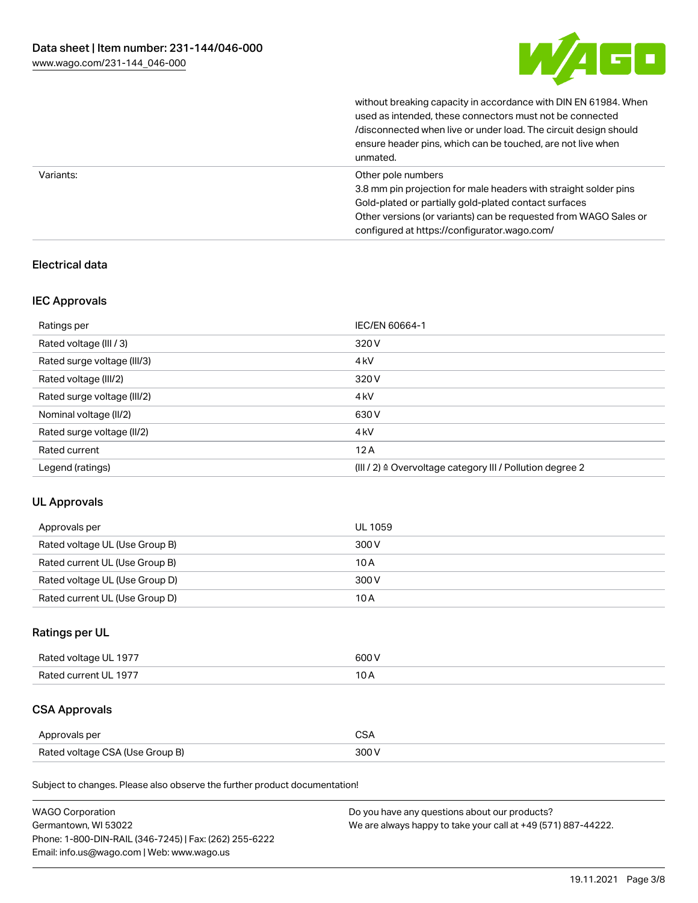| | |
|---|---|
| | without breaking capacity in accordance with DIN EN 61984. When used as intended, these connectors must not be connected /disconnected when live or under load. The circuit design should ensure header pins, which can be touched, are not live when unmated. |
| Variants: | Other pole numbers<br>3.8 mm pin projection for male headers with straight solder pins<br>Gold-plated or partially gold-plated contact surfaces<br>Other versions (or variants) can be requested from WAGO Sales or configured at https://configurator.wago.com/ |

## Electrical data

### IEC Approvals

| | |
|---|---|
| Ratings per | IEC/EN 60664-1 |
| Rated voltage (III / 3) | 320 V |
| Rated surge voltage (III/3) | 4 kV |
| Rated voltage (III/2) | 320 V |
| Rated surge voltage (III/2) | 4 kV |
| Nominal voltage (II/2) | 630 V |
| Rated surge voltage (II/2) | 4 kV |
| Rated current | 12 A |
| Legend (ratings) | (III / 2) ≙ Overvoltage category III / Pollution degree 2 |

### UL Approvals

| | |
|---|---|
| Approvals per | UL 1059 |
| Rated voltage UL (Use Group B) | 300 V |
| Rated current UL (Use Group B) | 10 A |
| Rated voltage UL (Use Group D) | 300 V |
| Rated current UL (Use Group D) | 10 A |

### Ratings per UL

| | |
|---|---|
| Rated voltage UL 1977 | 600 V |
| Rated current UL 1977 | 10 A |

### CSA Approvals

| | |
|---|---|
| Approvals per | CSA |
| Rated voltage CSA (Use Group B) | 300 V |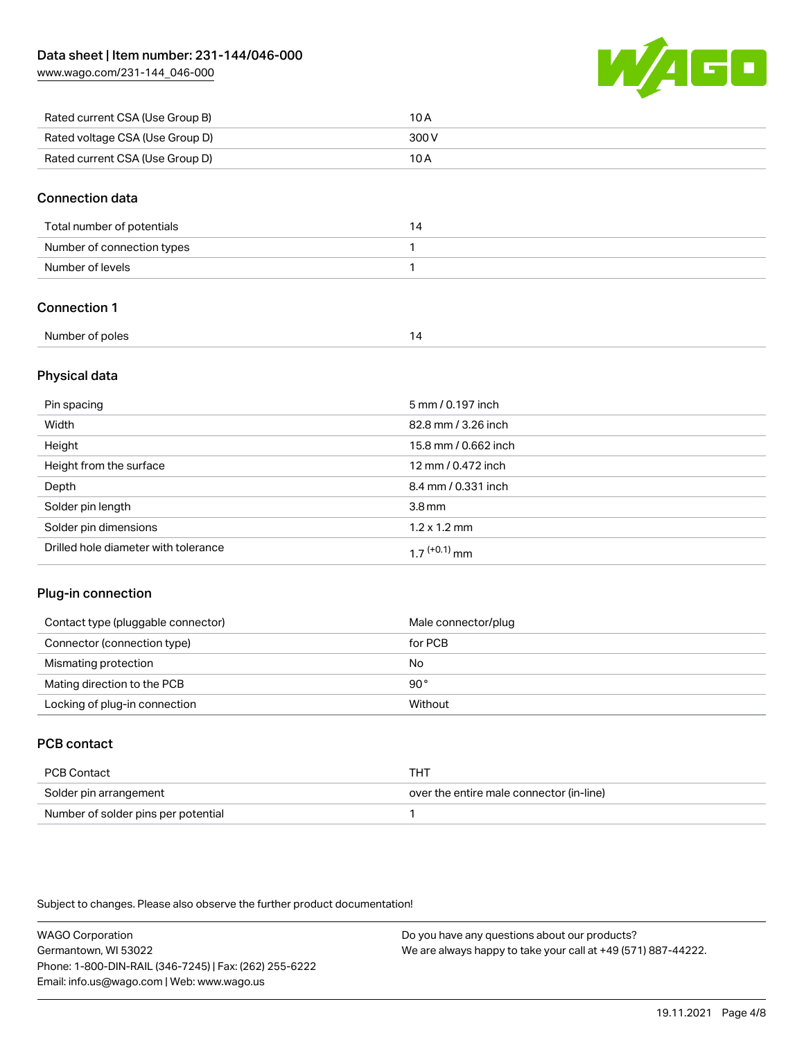| | |
|---|---|
| Rated current CSA (Use Group B) | 10 A |
| Rated voltage CSA (Use Group D) | 300 V |
| Rated current CSA (Use Group D) | 10 A |

## Connection data

| | |
|---|---|
| Total number of potentials | 14 |
| Number of connection types | 1 |
| Number of levels | 1 |

## Connection 1

| | |
|---|---|
| Number of poles | 14 |

## Physical data

| | |
|---|---|
| Pin spacing | 5 mm / 0.197 inch |
| Width | 82.8 mm / 3.26 inch |
| Height | 15.8 mm / 0.662 inch |
| Height from the surface | 12 mm / 0.472 inch |
| Depth | 8.4 mm / 0.331 inch |
| Solder pin length | 3.8 mm |
| Solder pin dimensions | 1.2 x 1.2 mm |
| Drilled hole diameter with tolerance | $1.7^{(+0.1)}$ mm |

## Plug-in connection

| | |
|---|---|
| Contact type (pluggable connector) | Male connector/plug |
| Connector (connection type) | for PCB |
| Mismating protection | No |
| Mating direction to the PCB | 90° |
| Locking of plug-in connection | Without |

## PCB contact

| | |
|---|---|
| PCB Contact | THT |
| Solder pin arrangement | over the entire male connector (in-line) |
| Number of solder pins per potential | 1 |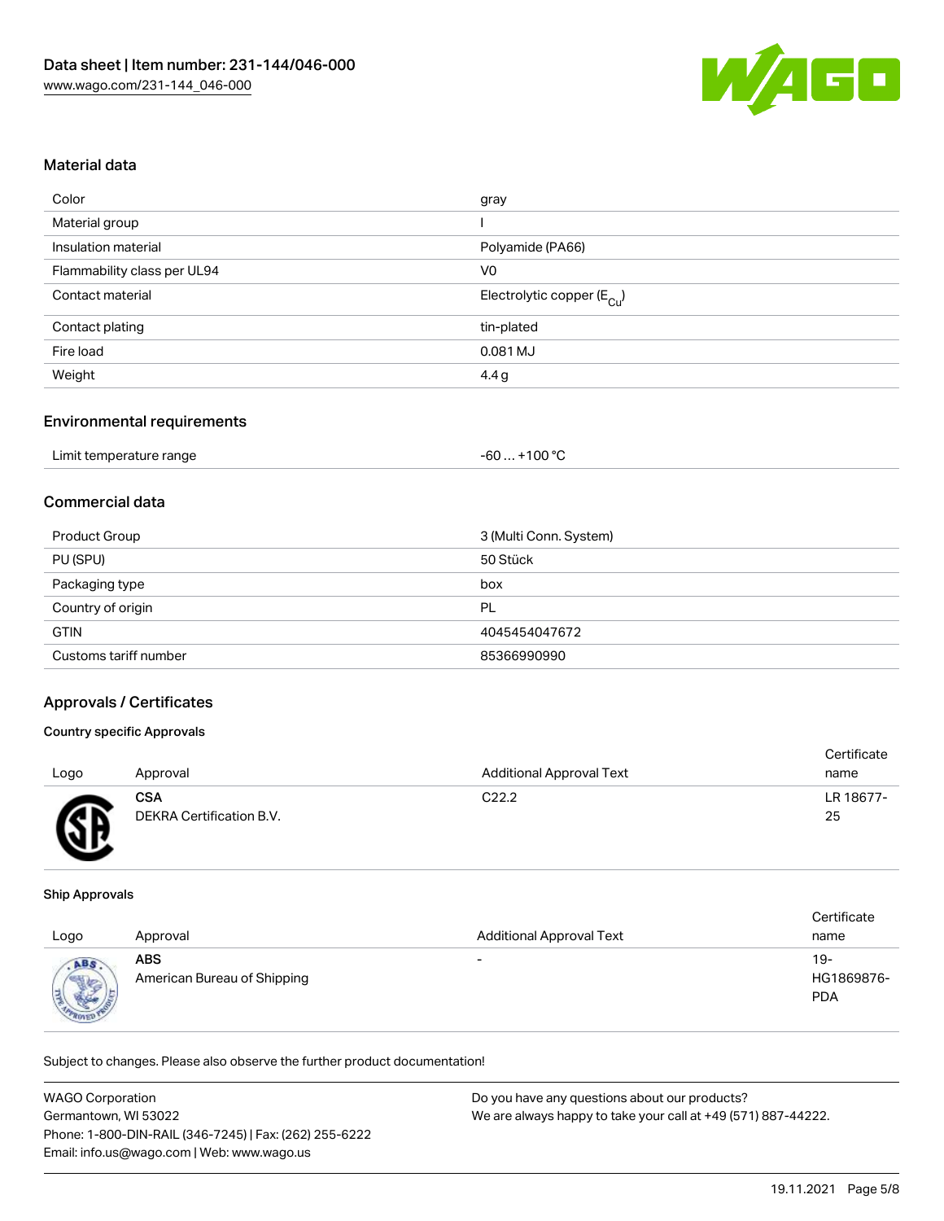## Material data

| | |
|---|---|
| Color | gray |
| Material group | I |
| Insulation material | Polyamide (PA66) |
| Flammability class per UL94 | V0 |
| Contact material | Electrolytic copper ($E_{Cu}$) |
| Contact plating | tin-plated |
| Fire load | 0.081 MJ |
| Weight | 4.4 g |

## Environmental requirements

| | |
|---|---|
| Limit temperature range | -60 … +100 °C |

## Commercial data

| | |
|---|---|
| Product Group | 3 (Multi Conn. System) |
| PU (SPU) | 50 Stück |
| Packaging type | box |
| Country of origin | PL |
| GTIN | 4045454047672 |
| Customs tariff number | 85366990990 |

## Approvals / Certificates

### Country specific Approvals

| Logo | Approval | Additional Approval Text | Certificate name |
|---|---|---|---|
| | **CSA** DEKRA Certification B.V. | C22.2 | LR 18677-25 |

### Ship Approvals

| Logo | Approval | Additional Approval Text | Certificate name |
|---|---|---|---|
| | **ABS** American Bureau of Shipping | - | 19-HG1869876-PDA |

Subject to changes. Please also observe the further product documentation!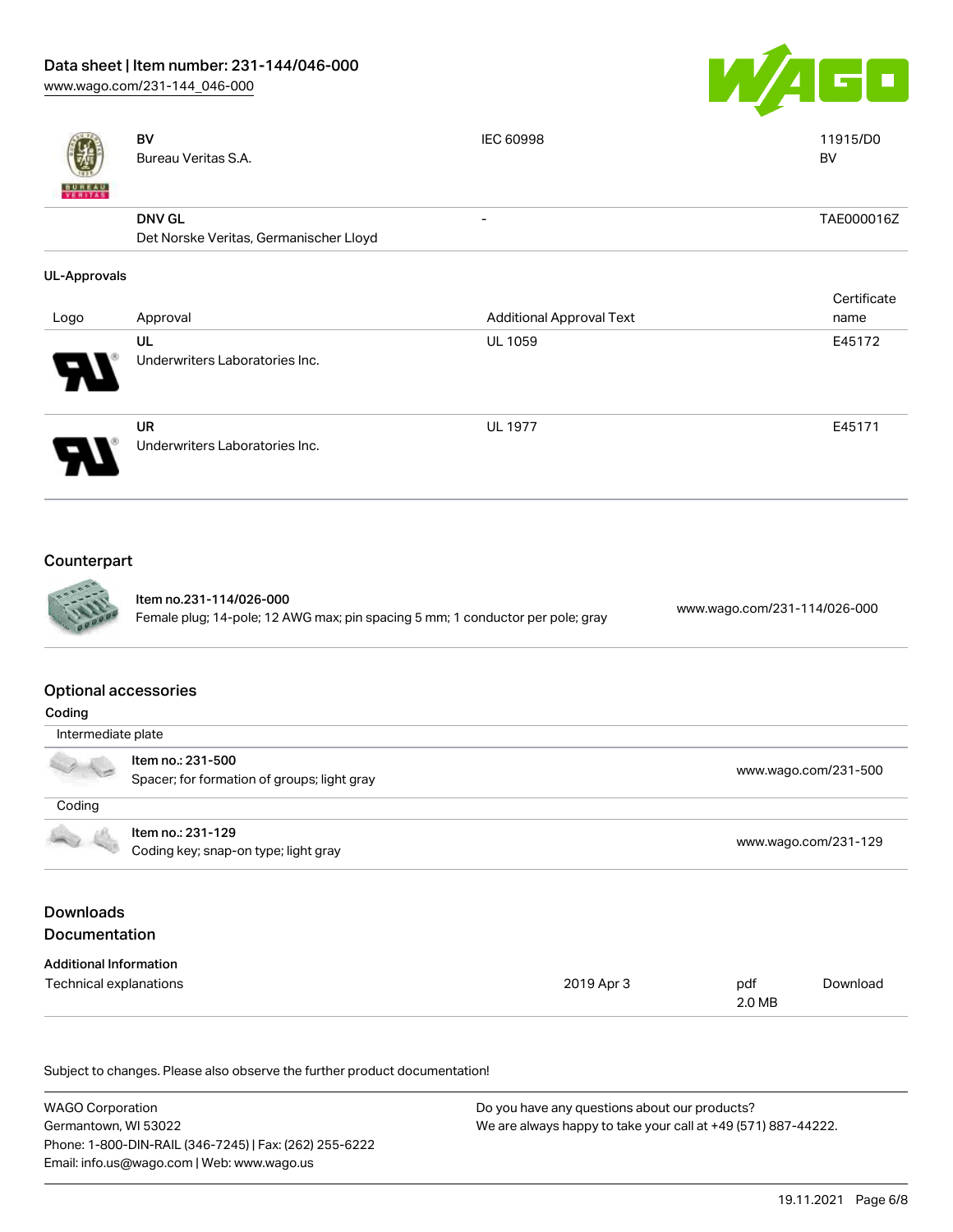| Logo | Approval | Additional Approval Text | Certificate name |
| --- | --- | --- | --- |
| | **BV** Bureau Veritas S.A. | IEC 60998 | 11915/D0 BV |
| | **DNV GL** Det Norske Veritas, Germanischer Lloyd | - | TAE000016Z |

### UL-Approvals

| Logo | Approval | Additional Approval Text | Certificate name |
| --- | --- | --- | --- |
| | **UL** Underwriters Laboratories Inc. | UL 1059 | E45172 |
| | **UR** Underwriters Laboratories Inc. | UL 1977 | E45171 |

## Counterpart

| | | |
| --- | --- | --- |
| | **Item no.231-114/026-000** Female plug; 14-pole; 12 AWG max; pin spacing 5 mm; 1 conductor per pole; gray | www.wago.com/231-114/026-000 |

## Optional accessories

### Coding

**Intermediate plate**

| | | |
| --- | --- | --- |
| | **Item no.: 231-500** Spacer; for formation of groups; light gray | www.wago.com/231-500 |

**Coding**

| | | |
| --- | --- | --- |
| | **Item no.: 231-129** Coding key; snap-on type; light gray | www.wago.com/231-129 |

## Downloads

## Documentation

### Additional Information

| | | | |
| --- | --- | --- | --- |
| Technical explanations | 2019 Apr 3 | pdf 2.0 MB | Download |

Subject to changes. Please also observe the further product documentation!

WAGO Corporation
Germantown, WI 53022
Phone: 1-800-DIN-RAIL (346-7245) | Fax: (262) 255-6222
Email: info.us@wago.com | Web: www.wago.us

Do you have any questions about our products?
We are always happy to take your call at +49 (571) 887-44222.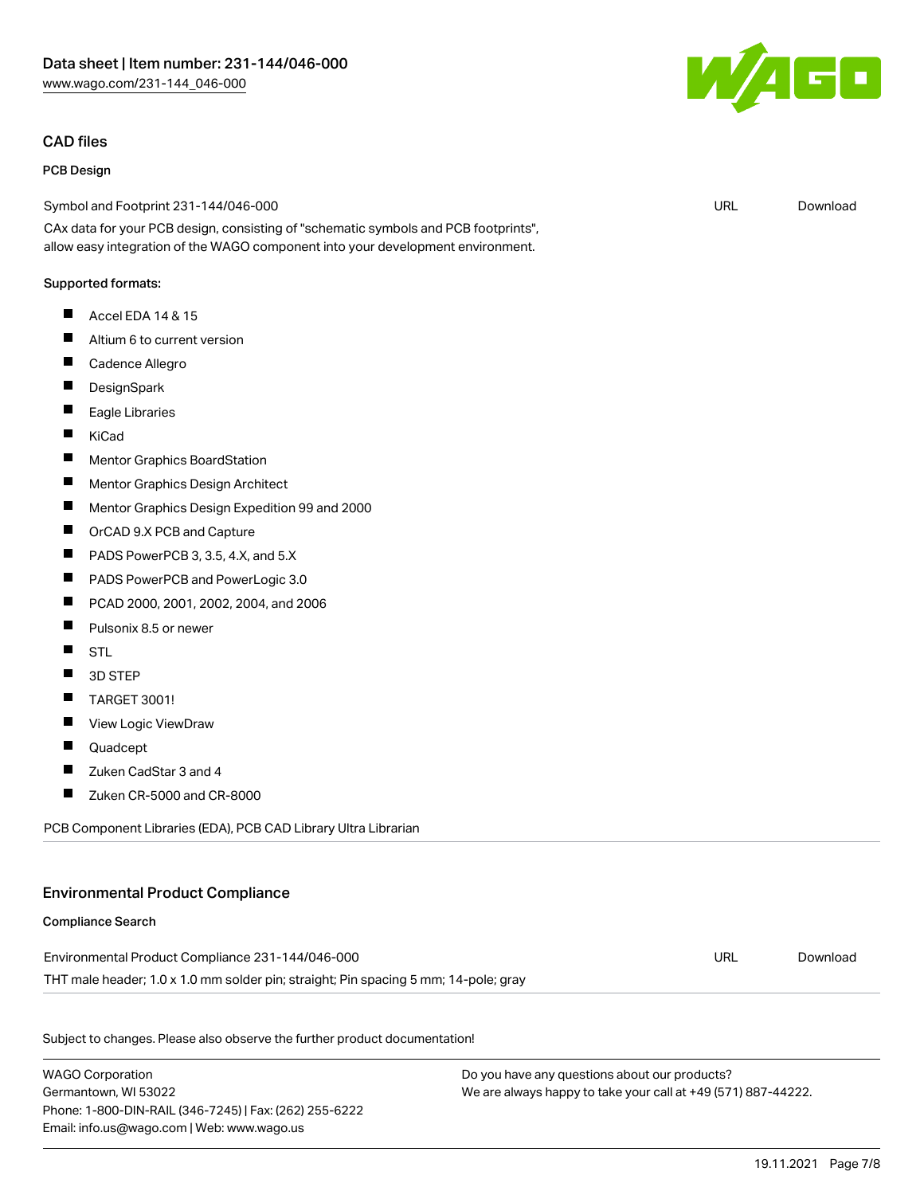## CAD files

### PCB Design

| Symbol and Footprint 231-144/046-000 | URL | Download |
| --- | --- | --- |
| CAx data for your PCB design, consisting of "schematic symbols and PCB footprints", allow easy integration of the WAGO component into your development environment. | | |

Supported formats:

- Accel EDA 14 & 15
- Altium 6 to current version
- Cadence Allegro
- DesignSpark
- Eagle Libraries
- KiCad
- Mentor Graphics BoardStation
- Mentor Graphics Design Architect
- Mentor Graphics Design Expedition 99 and 2000
- OrCAD 9.X PCB and Capture
- PADS PowerPCB 3, 3.5, 4.X, and 5.X
- PADS PowerPCB and PowerLogic 3.0
- PCAD 2000, 2001, 2002, 2004, and 2006
- Pulsonix 8.5 or newer
- STL
- 3D STEP
- TARGET 3001!
- View Logic ViewDraw
- Quadcept
- Zuken CadStar 3 and 4
- Zuken CR-5000 and CR-8000

PCB Component Libraries (EDA), PCB CAD Library Ultra Librarian

## Environmental Product Compliance

### Compliance Search

| Environmental Product Compliance 231-144/046-000 | URL | Download |
| --- | --- | --- |
| THT male header; 1.0 x 1.0 mm solder pin; straight; Pin spacing 5 mm; 14-pole; gray | | |

Subject to changes. Please also observe the further product documentation!

WAGO Corporation
Germantown, WI 53022
Phone: 1-800-DIN-RAIL (346-7245) | Fax: (262) 255-6222
Email: info.us@wago.com | Web: www.wago.us

Do you have any questions about our products?
We are always happy to take your call at +49 (571) 887-44222.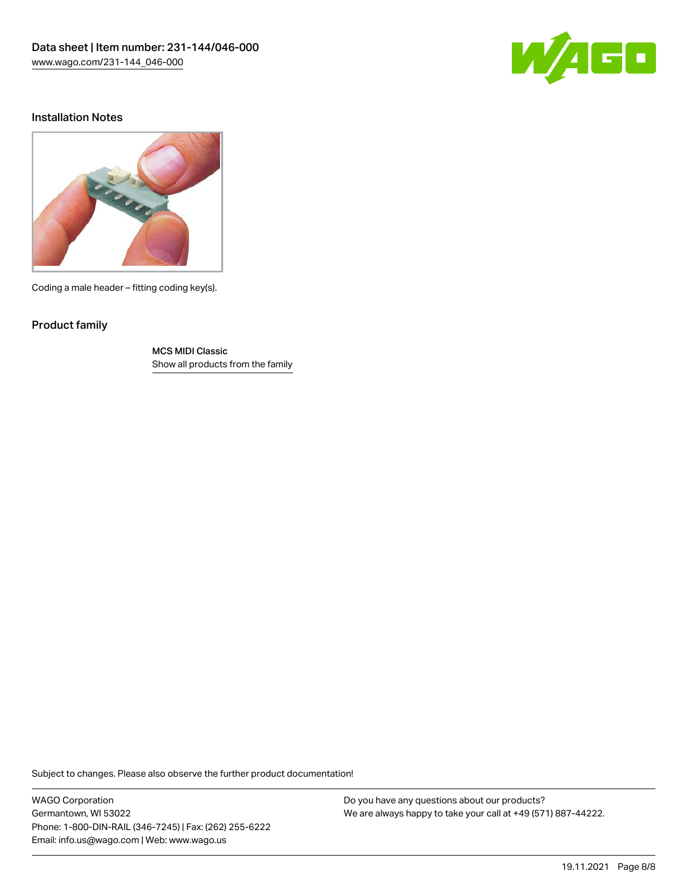## Installation Notes

Coding a male header – fitting coding key(s).

## Product family

MCS MIDI Classic
Show all products from the family

Subject to changes. Please also observe the further product documentation!

WAGO Corporation
Germantown, WI 53022
Phone: 1-800-DIN-RAIL (346-7245) | Fax: (262) 255-6222
Email: info.us@wago.com | Web: www.wago.us

Do you have any questions about our products?
We are always happy to take your call at +49 (571) 887-44222.